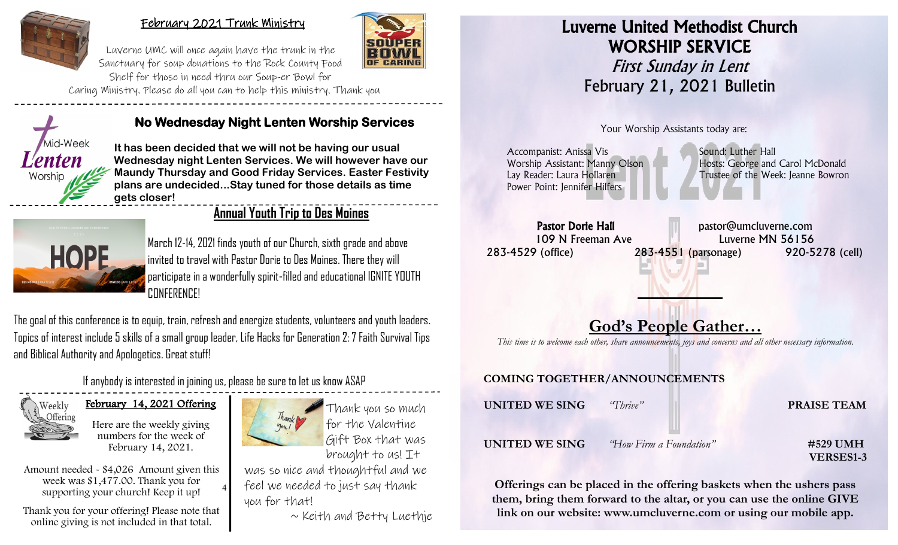## February 2021 Trunk Ministry

Luverne UMC will once again have the trunk in the Sanctuary for soup donations to the Rock County Food Shelf for those in need thru our Soup-er Bowl for Caring Ministry. Please do all you can to help this ministry. Thank you

## No Wednesday Night Lenten Worship Services

Mid-Week Lenten Worship

**It has been decided that we will not be having our usual Wednesday night Lenten Services. We will however have our Maundy Thursday and Good Friday Services. Easter Festivity plans are undecided...Stay tuned for those details as time gets closer!**

## Annual Youth Trip to Des Moines

March 12-14, 2021 finds youth of our Church, sixth grade and above invited to travel with Pastor Dorie to Des Moines. There they will participate in a wonderfully spirit-filled and educational IGNITE YOUTH CONFERENCE!

The goal of this conference is to equip, train, refresh and energize students, volunteers and youth leaders. Topics of interest include 5 skills of a small group leader, Life Hacks for Generation Z: 7 Faith Survival Tips and Biblical Authority and Apologetics. Great stuff!

If anybody is interested in joining us, please be sure to let us know ASAP

## February 14, 2021 Offering

Weekly Offering

Here are the weekly giving numbers for the week of February 14, 2021.

Amount needed - $4,026 Amount given this week was $1,477.00. Thank you for supporting your church! Keep it up!

Thank you for your offering! Please note that online giving is not included in that total.

Thank you so much for the Valentine Gift Box that was brought to us! It was so nice and thoughtful and we feel we needed to just say thank you for that!

~ Keith and Betty Luethje

# Luverne United Methodist Church
# WORSHIP SERVICE
## *First Sunday in Lent*
## February 21, 2021 Bulletin

Your Worship Assistants today are:

Accompanist: Anissa Vis
Worship Assistant: Manny Olson
Lay Reader: Laura Hollaren
Power Point: Jennifer Hilfers

Sound: Luther Hall
Hosts: George and Carol McDonald
Trustee of the Week: Jeanne Bowron

**Pastor Dorie Hall** pastor@umcluverne.com
109 N Freeman Ave Luverne MN 56156
283-4529 (office) 283-4551 (parsonage) 920-5278 (cell)

## God's People Gather…

*This time is to welcome each other, share announcements, joys and concerns and all other necessary information.*

**COMING TOGETHER/ANNOUNCEMENTS**

**UNITED WE SING** *"Thrive"* **PRAISE TEAM**

**UNITED WE SING** *"How Firm a Foundation"* **#529 UMH VERSES1-3**

**Offerings can be placed in the offering baskets when the ushers pass them, bring them forward to the altar, or you can use the online GIVE link on our website: www.umclverne.com or using our mobile app.**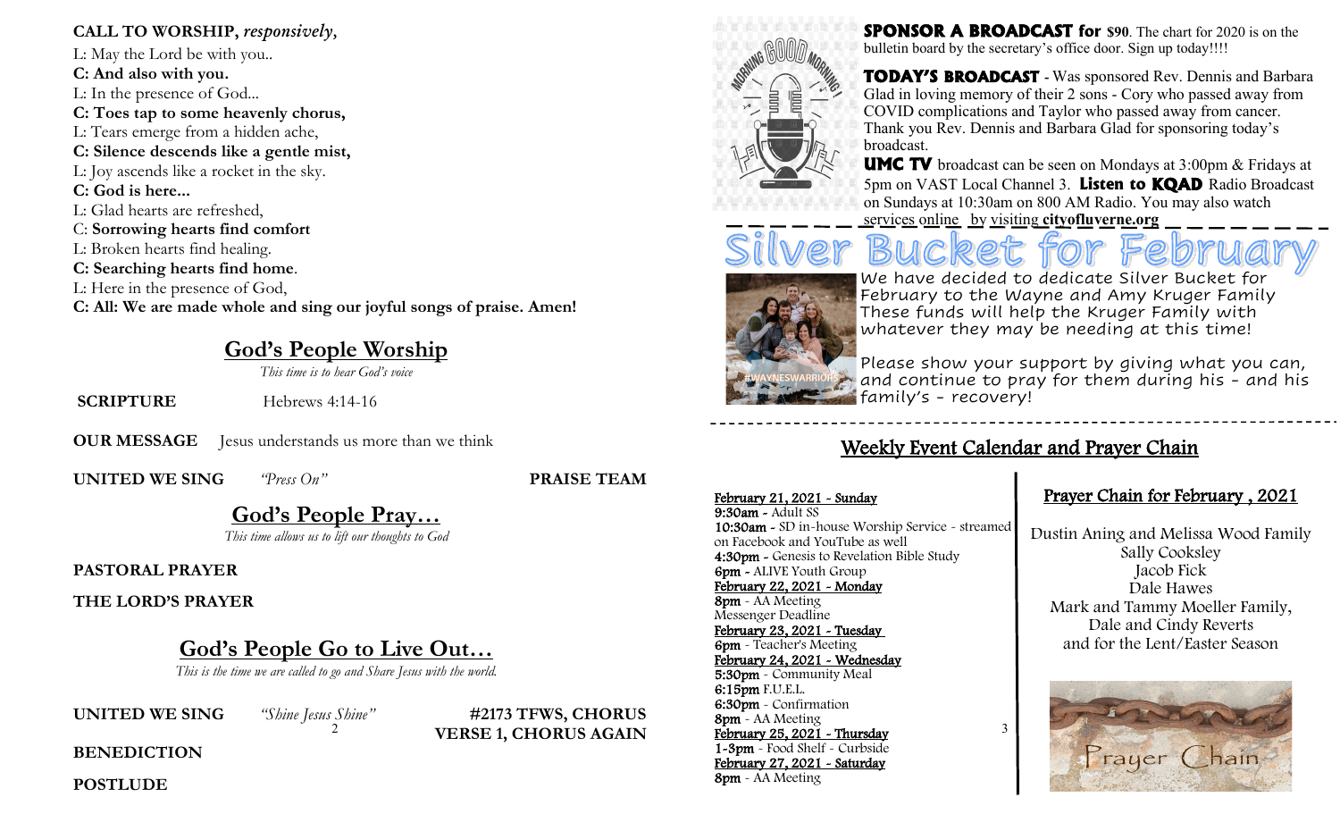**CALL TO WORSHIP,** ***responsively,***

L: May the Lord be with you..

**C: And also with you.**

L: In the presence of God...

**C: Toes tap to some heavenly chorus,**

L: Tears emerge from a hidden ache,

**C: Silence descends like a gentle mist,**

L: Joy ascends like a rocket in the sky.

**C: God is here...**

L: Glad hearts are refreshed,

C: **Sorrowing hearts find comfort**

L: Broken hearts find healing.

**C: Searching hearts find home**.

L: Here in the presence of God,

**C: All: We are made whole and sing our joyful songs of praise. Amen!**

## God's People Worship

*This time is to hear God's voice*

**SCRIPTURE** Hebrews 4:14-16

**OUR MESSAGE** Jesus understands us more than we think

**UNITED WE SING** *"Press On"* **PRAISE TEAM**

## God's People Pray…

*This time allows us to lift our thoughts to God*

**PASTORAL PRAYER**

**THE LORD'S PRAYER**

## God's People Go to Live Out…

*This is the time we are called to go and Share Jesus with the world.*

**UNITED WE SING** *"Shine Jesus Shine"* **#2173 TFWS, CHORUS VERSE 1, CHORUS AGAIN**

**BENEDICTION**

**POSTLUDE**

**SPONSOR A BROADCAST for $90**. The chart for 2020 is on the bulletin board by the secretary's office door. Sign up today!!!!

**TODAY'S BROADCAST** - Was sponsored Rev. Dennis and Barbara Glad in loving memory of their 2 sons - Cory who passed away from COVID complications and Taylor who passed away from cancer. Thank you Rev. Dennis and Barbara Glad for sponsoring today's broadcast.

**UMC TV** broadcast can be seen on Mondays at 3:00pm & Fridays at 5pm on VAST Local Channel 3. **Listen to KQAD** Radio Broadcast on Sundays at 10:30am on 800 AM Radio. You may also watch services online by visiting **cityofluverne.org**

## Silver Bucket for February

We have decided to dedicate Silver Bucket for February to the Wayne and Amy Kruger Family These funds will help the Kruger Family with whatever they may be needing at this time!

Please show your support by giving what you can, and continue to pray for them during his - and his family's - recovery!

## Weekly Event Calendar and Prayer Chain

**February 21, 2021 - Sunday**
**9:30am** - Adult SS
**10:30am** - SD in-house Worship Service - streamed on Facebook and YouTube as well
**4:30pm** - Genesis to Revelation Bible Study
**6pm** - ALIVE Youth Group

**February 22, 2021 - Monday**
**8pm** - AA Meeting
Messenger Deadline

**February 23, 2021 - Tuesday**
**6pm** - Teacher's Meeting

**February 24, 2021 - Wednesday**
**5:30pm** - Community Meal
**6:15pm** F.U.E.L.
**6:30pm** - Confirmation
**8pm** - AA Meeting

**February 25, 2021 - Thursday**
**1-3pm** - Food Shelf - Curbside

**February 27, 2021 - Saturday**
**8pm** - AA Meeting

### Prayer Chain for February , 2021

Dustin Aning and Melissa Wood Family
Sally Cooksley
Jacob Fick
Dale Hawes
Mark and Tammy Moeller Family,
Dale and Cindy Reverts
and for the Lent/Easter Season